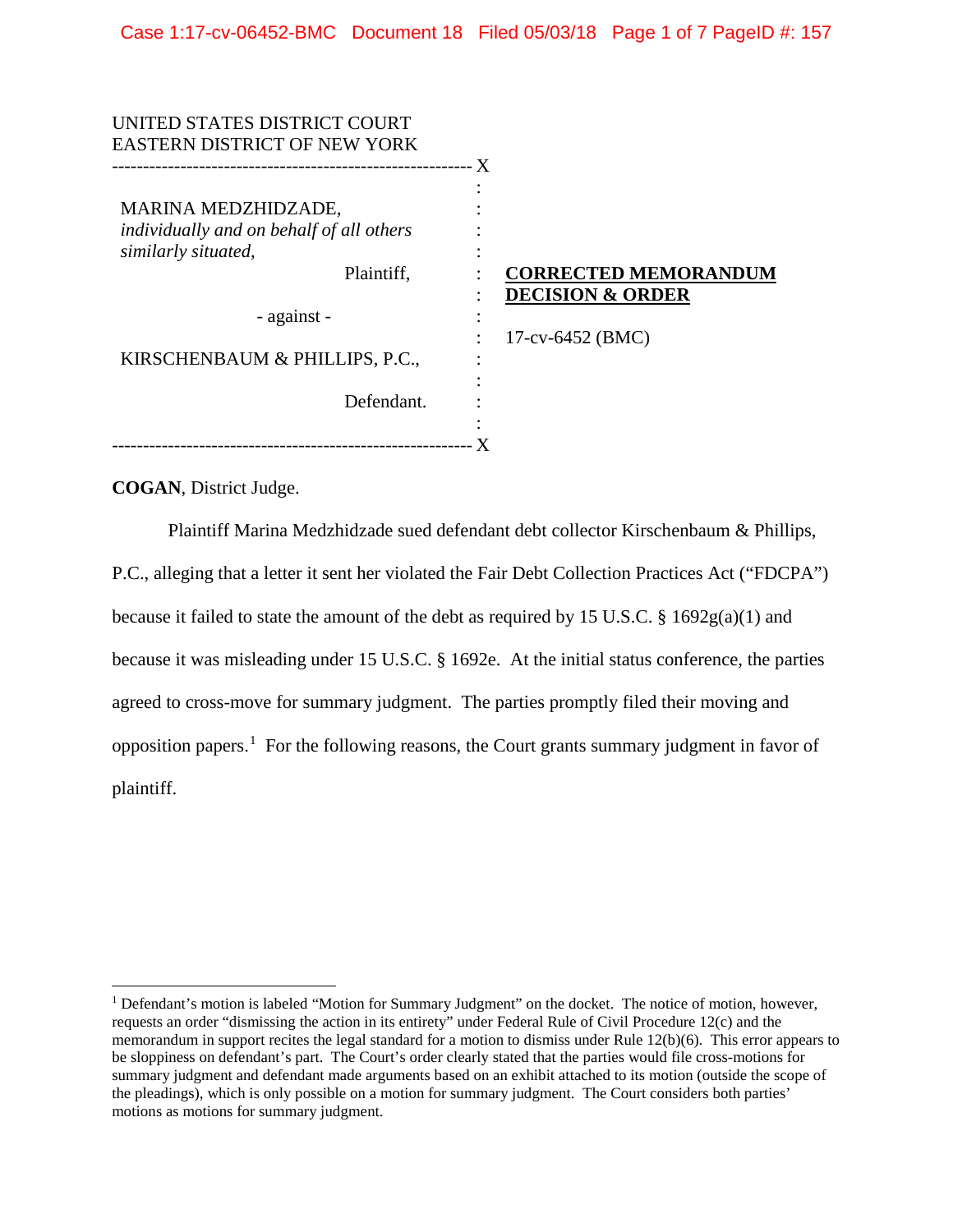UNITED STATES DISTRICT COURT
EASTERN DISTRICT OF NEW YORK

---

MARINA MEDZHIDZADE, *individually and on behalf of all others similarly situated,*

Plaintiff,

\- against -

KIRSCHENBAUM & PHILLIPS, P.C.,

Defendant.

---

**CORRECTED MEMORANDUM DECISION & ORDER**

17-cv-6452 (BMC)

**COGAN**, District Judge.

Plaintiff Marina Medzhidzade sued defendant debt collector Kirschenbaum & Phillips, P.C., alleging that a letter it sent her violated the Fair Debt Collection Practices Act ("FDCPA") because it failed to state the amount of the debt as required by 15 U.S.C. § 1692g(a)(1) and because it was misleading under 15 U.S.C. § 1692e. At the initial status conference, the parties agreed to cross-move for summary judgment. The parties promptly filed their moving and opposition papers.[1] For the following reasons, the Court grants summary judgment in favor of plaintiff.

---

[1] Defendant's motion is labeled "Motion for Summary Judgment" on the docket. The notice of motion, however, requests an order "dismissing the action in its entirety" under Federal Rule of Civil Procedure 12(c) and the memorandum in support recites the legal standard for a motion to dismiss under Rule 12(b)(6). This error appears to be sloppiness on defendant's part. The Court's order clearly stated that the parties would file cross-motions for summary judgment and defendant made arguments based on an exhibit attached to its motion (outside the scope of the pleadings), which is only possible on a motion for summary judgment. The Court considers both parties' motions as motions for summary judgment.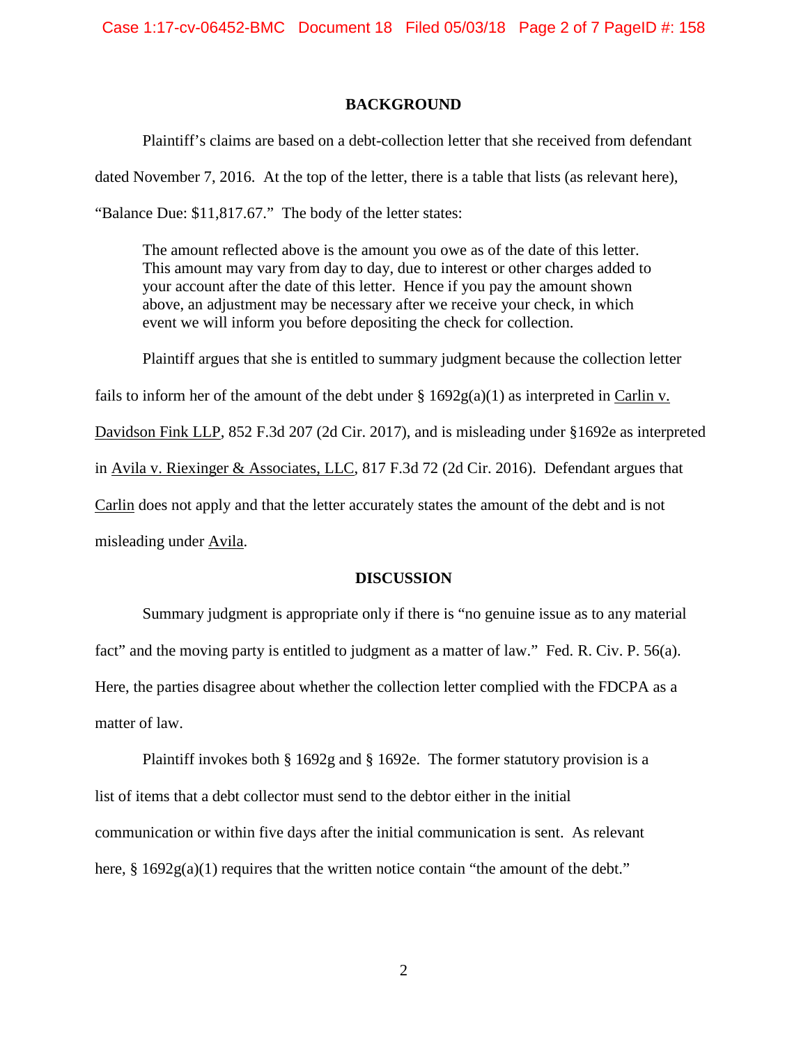## BACKGROUND

Plaintiff's claims are based on a debt-collection letter that she received from defendant dated November 7, 2016. At the top of the letter, there is a table that lists (as relevant here), "Balance Due: $11,817.67." The body of the letter states:

> The amount reflected above is the amount you owe as of the date of this letter. This amount may vary from day to day, due to interest or other charges added to your account after the date of this letter. Hence if you pay the amount shown above, an adjustment may be necessary after we receive your check, in which event we will inform you before depositing the check for collection.

Plaintiff argues that she is entitled to summary judgment because the collection letter fails to inform her of the amount of the debt under § 1692g(a)(1) as interpreted in Carlin v. Davidson Fink LLP, 852 F.3d 207 (2d Cir. 2017), and is misleading under §1692e as interpreted in Avila v. Riexinger & Associates, LLC, 817 F.3d 72 (2d Cir. 2016). Defendant argues that Carlin does not apply and that the letter accurately states the amount of the debt and is not misleading under Avila.

## DISCUSSION

Summary judgment is appropriate only if there is "no genuine issue as to any material fact" and the moving party is entitled to judgment as a matter of law." Fed. R. Civ. P. 56(a). Here, the parties disagree about whether the collection letter complied with the FDCPA as a matter of law.

Plaintiff invokes both § 1692g and § 1692e. The former statutory provision is a list of items that a debt collector must send to the debtor either in the initial communication or within five days after the initial communication is sent. As relevant here, § 1692g(a)(1) requires that the written notice contain "the amount of the debt."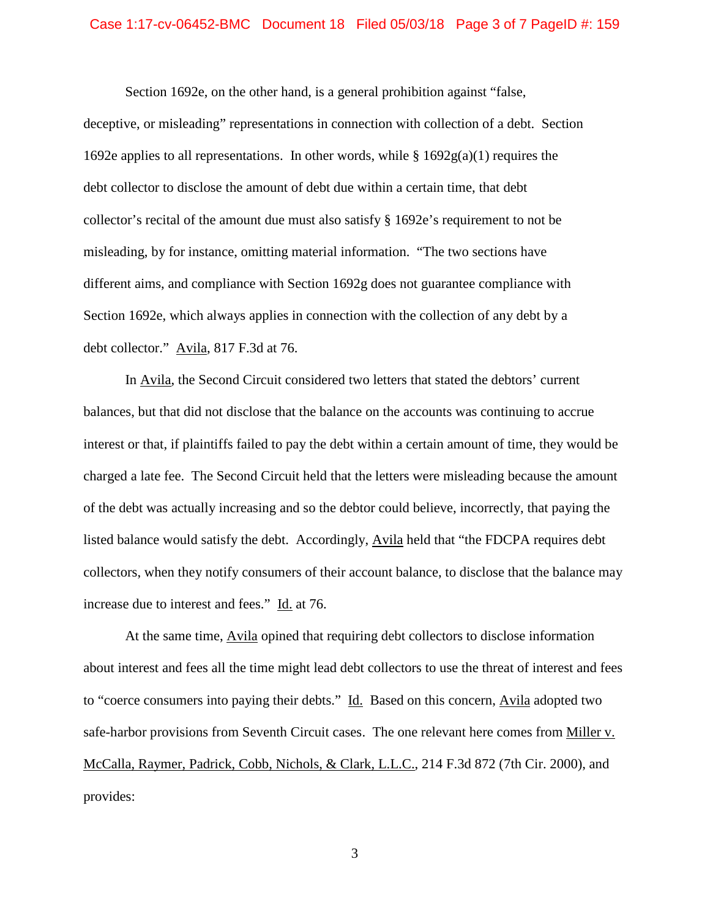Section 1692e, on the other hand, is a general prohibition against "false, deceptive, or misleading" representations in connection with collection of a debt. Section 1692e applies to all representations. In other words, while § 1692g(a)(1) requires the debt collector to disclose the amount of debt due within a certain time, that debt collector's recital of the amount due must also satisfy § 1692e's requirement to not be misleading, by for instance, omitting material information. "The two sections have different aims, and compliance with Section 1692g does not guarantee compliance with Section 1692e, which always applies in connection with the collection of any debt by a debt collector." Avila, 817 F.3d at 76.

In Avila, the Second Circuit considered two letters that stated the debtors' current balances, but that did not disclose that the balance on the accounts was continuing to accrue interest or that, if plaintiffs failed to pay the debt within a certain amount of time, they would be charged a late fee. The Second Circuit held that the letters were misleading because the amount of the debt was actually increasing and so the debtor could believe, incorrectly, that paying the listed balance would satisfy the debt. Accordingly, Avila held that "the FDCPA requires debt collectors, when they notify consumers of their account balance, to disclose that the balance may increase due to interest and fees." Id. at 76.

At the same time, Avila opined that requiring debt collectors to disclose information about interest and fees all the time might lead debt collectors to use the threat of interest and fees to "coerce consumers into paying their debts." Id. Based on this concern, Avila adopted two safe-harbor provisions from Seventh Circuit cases. The one relevant here comes from Miller v. McCalla, Raymer, Padrick, Cobb, Nichols, & Clark, L.L.C., 214 F.3d 872 (7th Cir. 2000), and provides: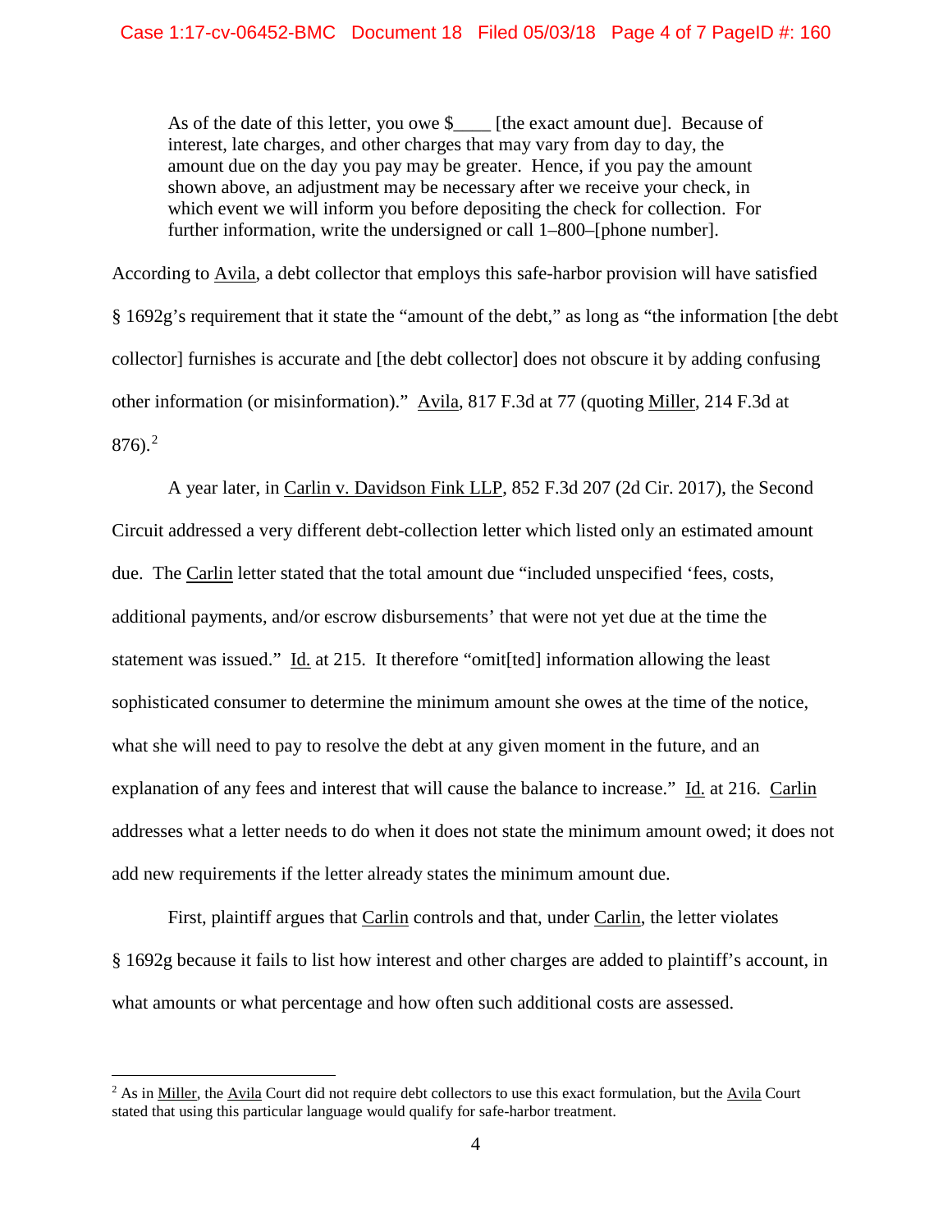> As of the date of this letter, you owe $____ [the exact amount due]. Because of interest, late charges, and other charges that may vary from day to day, the amount due on the day you pay may be greater. Hence, if you pay the amount shown above, an adjustment may be necessary after we receive your check, in which event we will inform you before depositing the check for collection. For further information, write the undersigned or call 1–800–[phone number].

According to Avila, a debt collector that employs this safe-harbor provision will have satisfied § 1692g's requirement that it state the "amount of the debt," as long as "the information [the debt collector] furnishes is accurate and [the debt collector] does not obscure it by adding confusing other information (or misinformation)." Avila, 817 F.3d at 77 (quoting Miller, 214 F.3d at 876).[2]

A year later, in Carlin v. Davidson Fink LLP, 852 F.3d 207 (2d Cir. 2017), the Second Circuit addressed a very different debt-collection letter which listed only an estimated amount due. The Carlin letter stated that the total amount due "included unspecified 'fees, costs, additional payments, and/or escrow disbursements' that were not yet due at the time the statement was issued." Id. at 215. It therefore "omit[ted] information allowing the least sophisticated consumer to determine the minimum amount she owes at the time of the notice, what she will need to pay to resolve the debt at any given moment in the future, and an explanation of any fees and interest that will cause the balance to increase." Id. at 216. Carlin addresses what a letter needs to do when it does not state the minimum amount owed; it does not add new requirements if the letter already states the minimum amount due.

First, plaintiff argues that Carlin controls and that, under Carlin, the letter violates § 1692g because it fails to list how interest and other charges are added to plaintiff's account, in what amounts or what percentage and how often such additional costs are assessed.

---

[2] As in Miller, the Avila Court did not require debt collectors to use this exact formulation, but the Avila Court stated that using this particular language would qualify for safe-harbor treatment.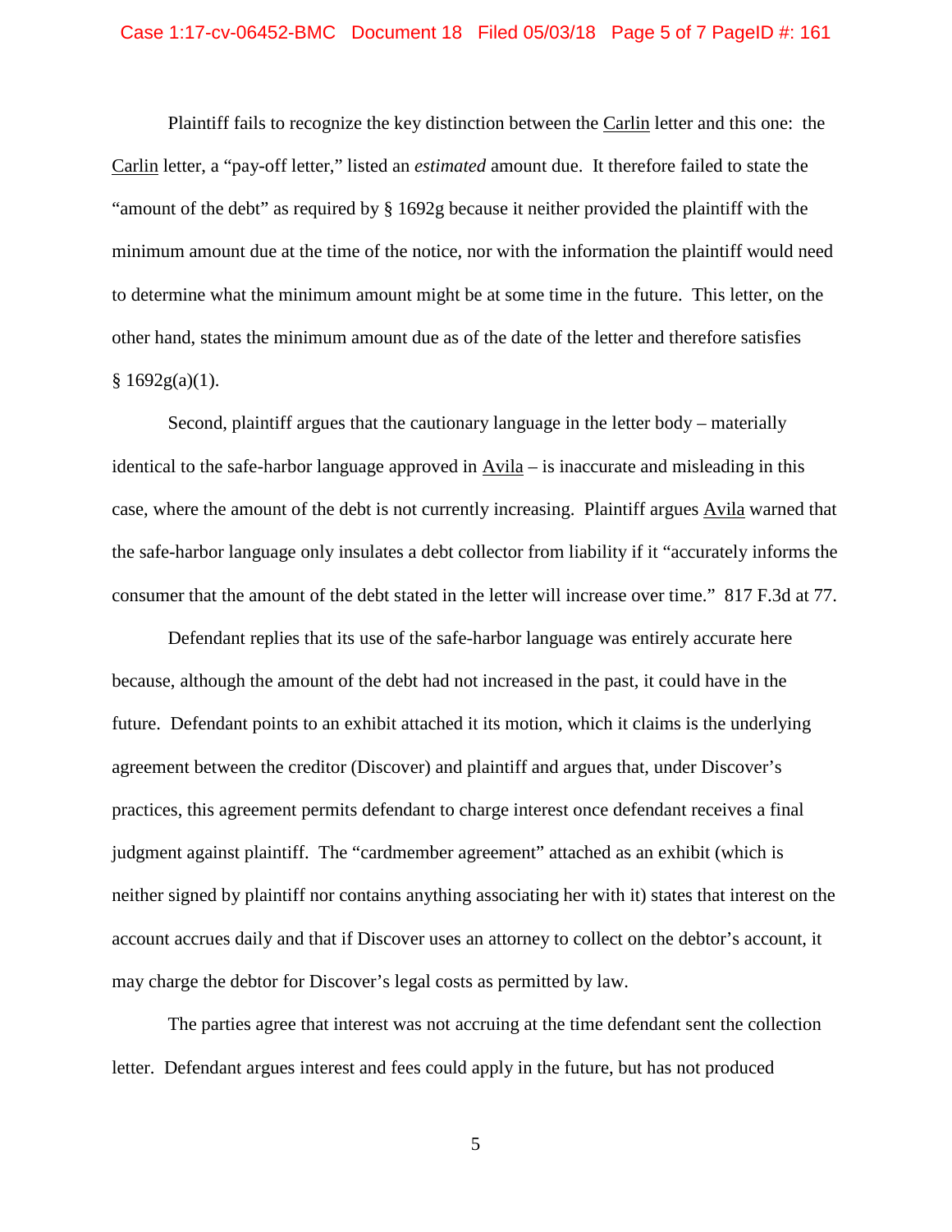Plaintiff fails to recognize the key distinction between the Carlin letter and this one: the Carlin letter, a "pay-off letter," listed an *estimated* amount due. It therefore failed to state the "amount of the debt" as required by § 1692g because it neither provided the plaintiff with the minimum amount due at the time of the notice, nor with the information the plaintiff would need to determine what the minimum amount might be at some time in the future. This letter, on the other hand, states the minimum amount due as of the date of the letter and therefore satisfies § 1692g(a)(1).

Second, plaintiff argues that the cautionary language in the letter body – materially identical to the safe-harbor language approved in Avila – is inaccurate and misleading in this case, where the amount of the debt is not currently increasing. Plaintiff argues Avila warned that the safe-harbor language only insulates a debt collector from liability if it "accurately informs the consumer that the amount of the debt stated in the letter will increase over time." 817 F.3d at 77.

Defendant replies that its use of the safe-harbor language was entirely accurate here because, although the amount of the debt had not increased in the past, it could have in the future. Defendant points to an exhibit attached it its motion, which it claims is the underlying agreement between the creditor (Discover) and plaintiff and argues that, under Discover's practices, this agreement permits defendant to charge interest once defendant receives a final judgment against plaintiff. The "cardmember agreement" attached as an exhibit (which is neither signed by plaintiff nor contains anything associating her with it) states that interest on the account accrues daily and that if Discover uses an attorney to collect on the debtor's account, it may charge the debtor for Discover's legal costs as permitted by law.

The parties agree that interest was not accruing at the time defendant sent the collection letter. Defendant argues interest and fees could apply in the future, but has not produced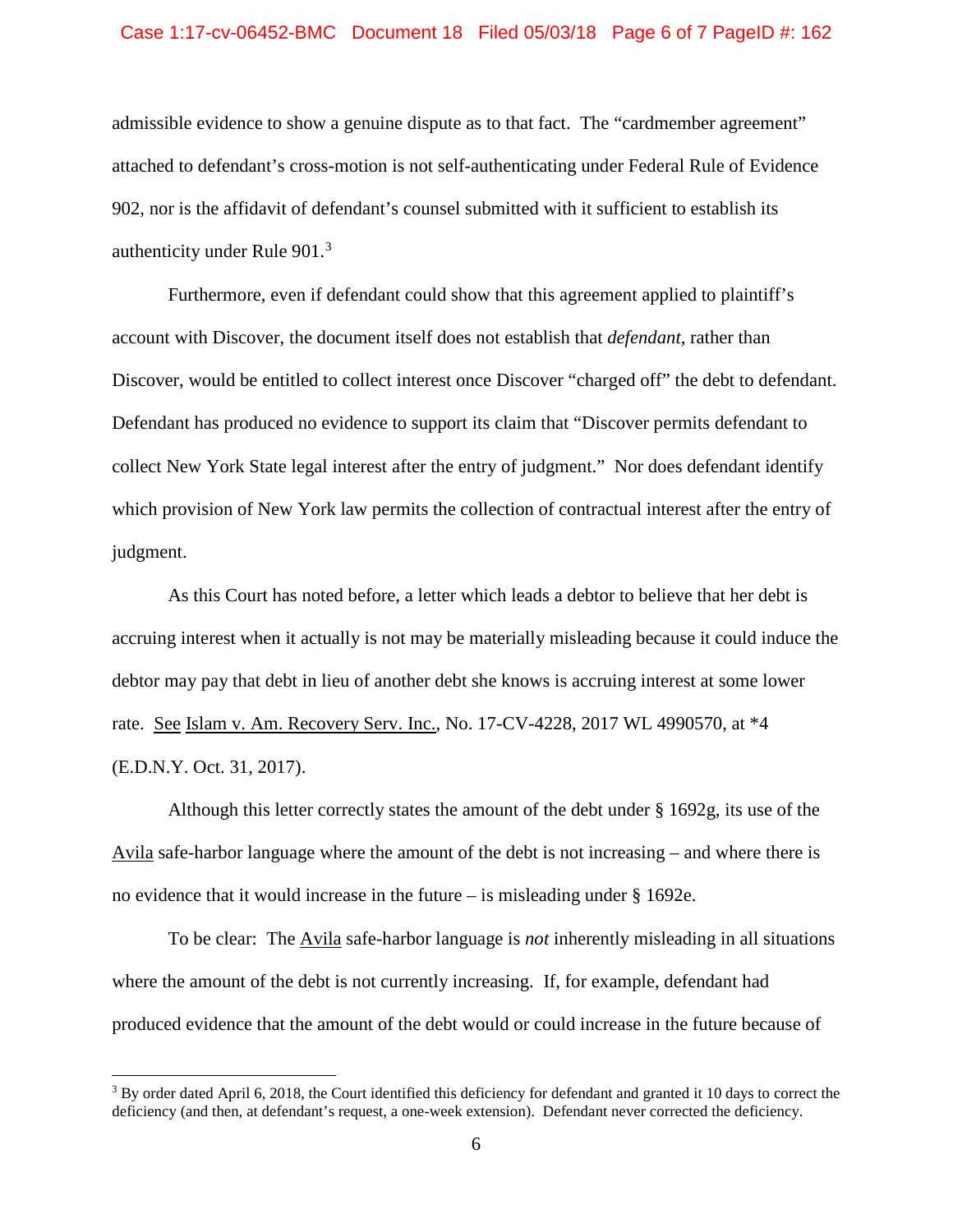admissible evidence to show a genuine dispute as to that fact. The "cardmember agreement" attached to defendant's cross-motion is not self-authenticating under Federal Rule of Evidence 902, nor is the affidavit of defendant's counsel submitted with it sufficient to establish its authenticity under Rule 901.[3]

Furthermore, even if defendant could show that this agreement applied to plaintiff's account with Discover, the document itself does not establish that *defendant*, rather than Discover, would be entitled to collect interest once Discover "charged off" the debt to defendant. Defendant has produced no evidence to support its claim that "Discover permits defendant to collect New York State legal interest after the entry of judgment." Nor does defendant identify which provision of New York law permits the collection of contractual interest after the entry of judgment.

As this Court has noted before, a letter which leads a debtor to believe that her debt is accruing interest when it actually is not may be materially misleading because it could induce the debtor may pay that debt in lieu of another debt she knows is accruing interest at some lower rate. See Islam v. Am. Recovery Serv. Inc., No. 17-CV-4228, 2017 WL 4990570, at *4 (E.D.N.Y. Oct. 31, 2017).

Although this letter correctly states the amount of the debt under § 1692g, its use of the Avila safe-harbor language where the amount of the debt is not increasing – and where there is no evidence that it would increase in the future – is misleading under § 1692e.

To be clear: The Avila safe-harbor language is *not* inherently misleading in all situations where the amount of the debt is not currently increasing. If, for example, defendant had produced evidence that the amount of the debt would or could increase in the future because of

---

[3] By order dated April 6, 2018, the Court identified this deficiency for defendant and granted it 10 days to correct the deficiency (and then, at defendant's request, a one-week extension). Defendant never corrected the deficiency.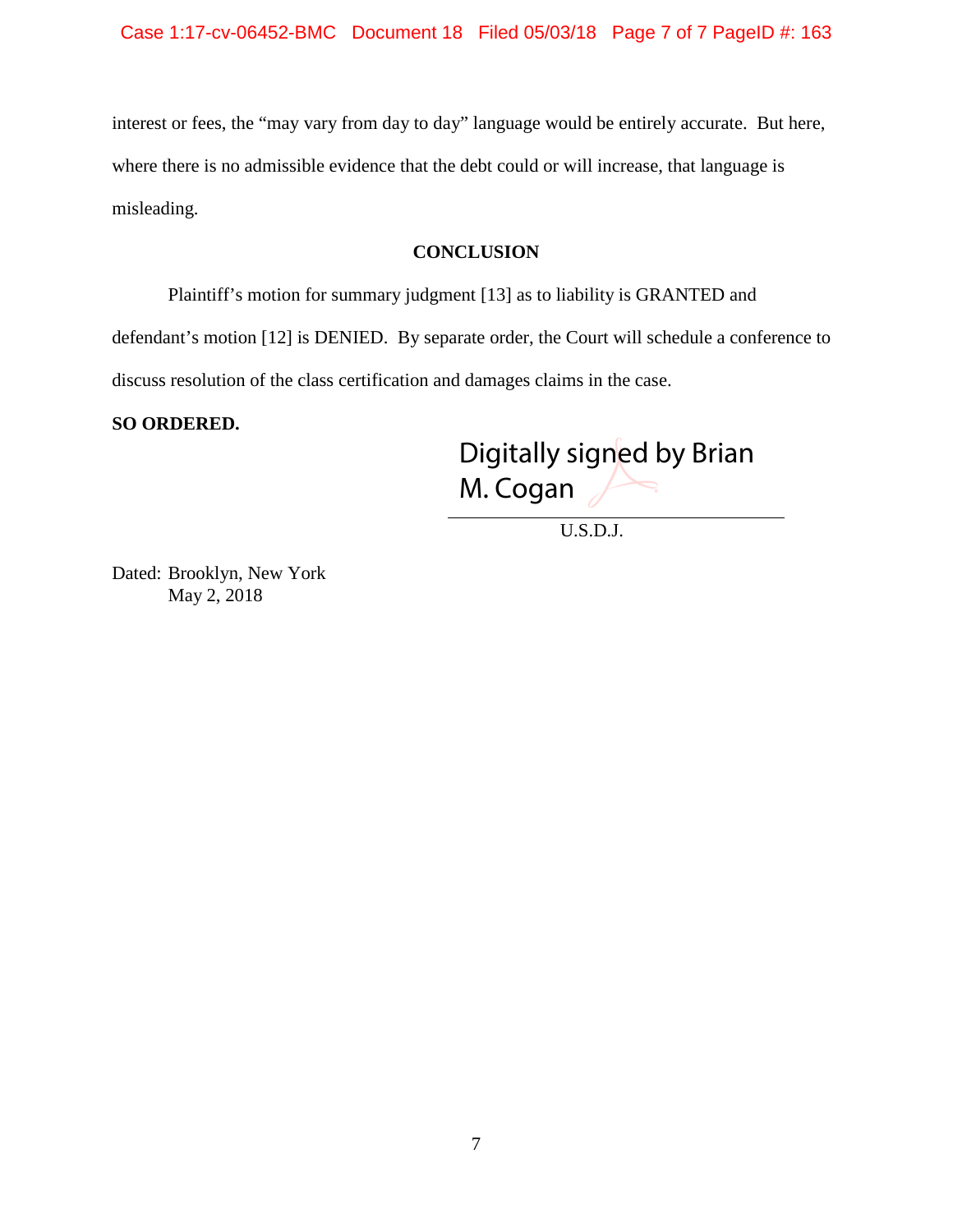interest or fees, the "may vary from day to day" language would be entirely accurate. But here, where there is no admissible evidence that the debt could or will increase, that language is misleading.

## CONCLUSION

Plaintiff's motion for summary judgment [13] as to liability is GRANTED and defendant's motion [12] is DENIED. By separate order, the Court will schedule a conference to discuss resolution of the class certification and damages claims in the case.

**SO ORDERED.**

Digitally signed by Brian M. Cogan

U.S.D.J.

Dated: Brooklyn, New York
May 2, 2018